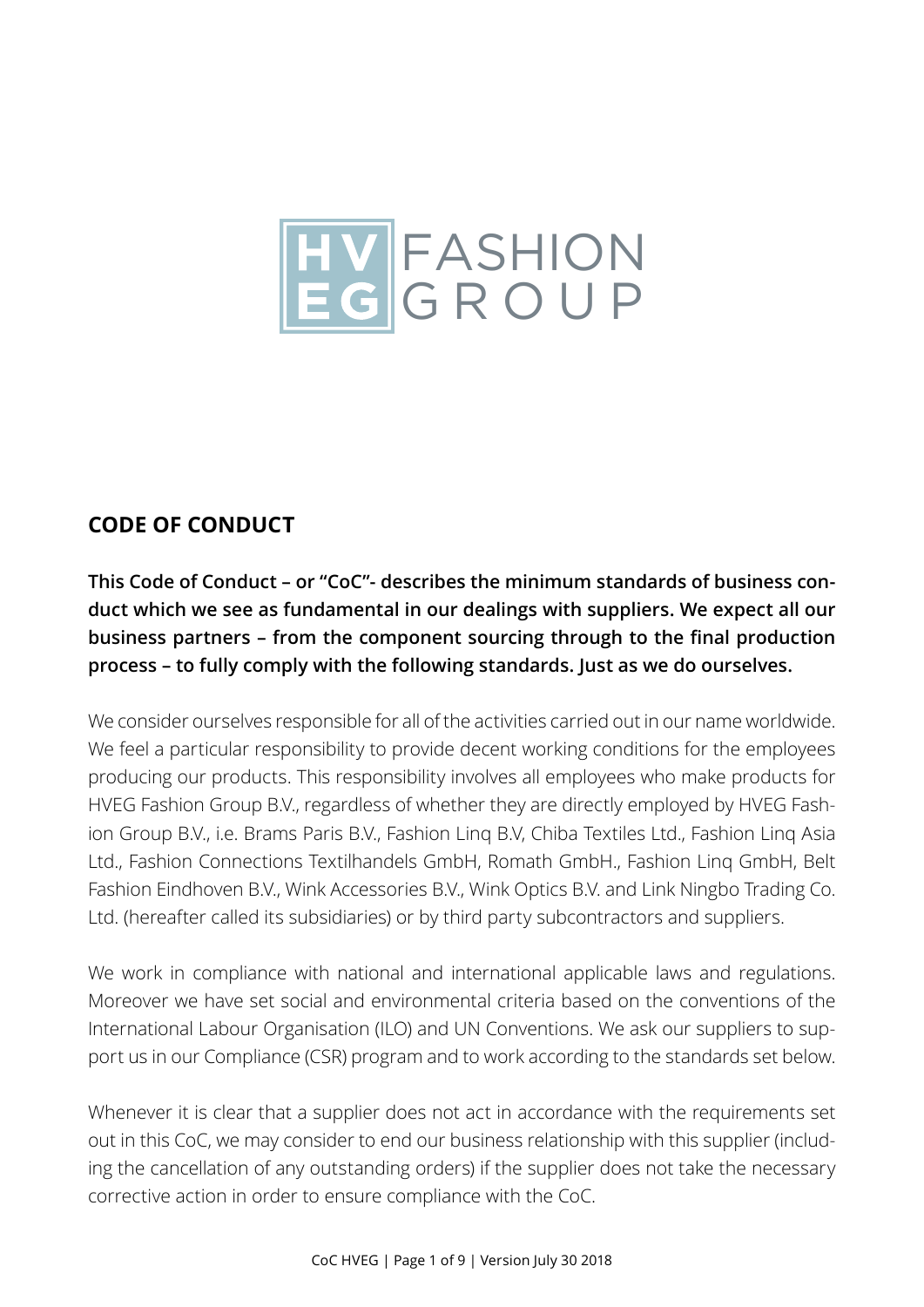HVEG FASHION GROUP

## CODE OF CONDUCT

**This Code of Conduct – or "CoC"- describes the minimum standards of business conduct which we see as fundamental in our dealings with suppliers. We expect all our business partners – from the component sourcing through to the final production process – to fully comply with the following standards. Just as we do ourselves.**

We consider ourselves responsible for all of the activities carried out in our name worldwide. We feel a particular responsibility to provide decent working conditions for the employees producing our products. This responsibility involves all employees who make products for HVEG Fashion Group B.V., regardless of whether they are directly employed by HVEG Fashion Group B.V., i.e. Brams Paris B.V., Fashion Linq B.V, Chiba Textiles Ltd., Fashion Linq Asia Ltd., Fashion Connections Textilhandels GmbH, Romath GmbH., Fashion Linq GmbH, Belt Fashion Eindhoven B.V., Wink Accessories B.V., Wink Optics B.V. and Link Ningbo Trading Co. Ltd. (hereafter called its subsidiaries) or by third party subcontractors and suppliers.

We work in compliance with national and international applicable laws and regulations. Moreover we have set social and environmental criteria based on the conventions of the International Labour Organisation (ILO) and UN Conventions. We ask our suppliers to support us in our Compliance (CSR) program and to work according to the standards set below.

Whenever it is clear that a supplier does not act in accordance with the requirements set out in this CoC, we may consider to end our business relationship with this supplier (including the cancellation of any outstanding orders) if the supplier does not take the necessary corrective action in order to ensure compliance with the CoC.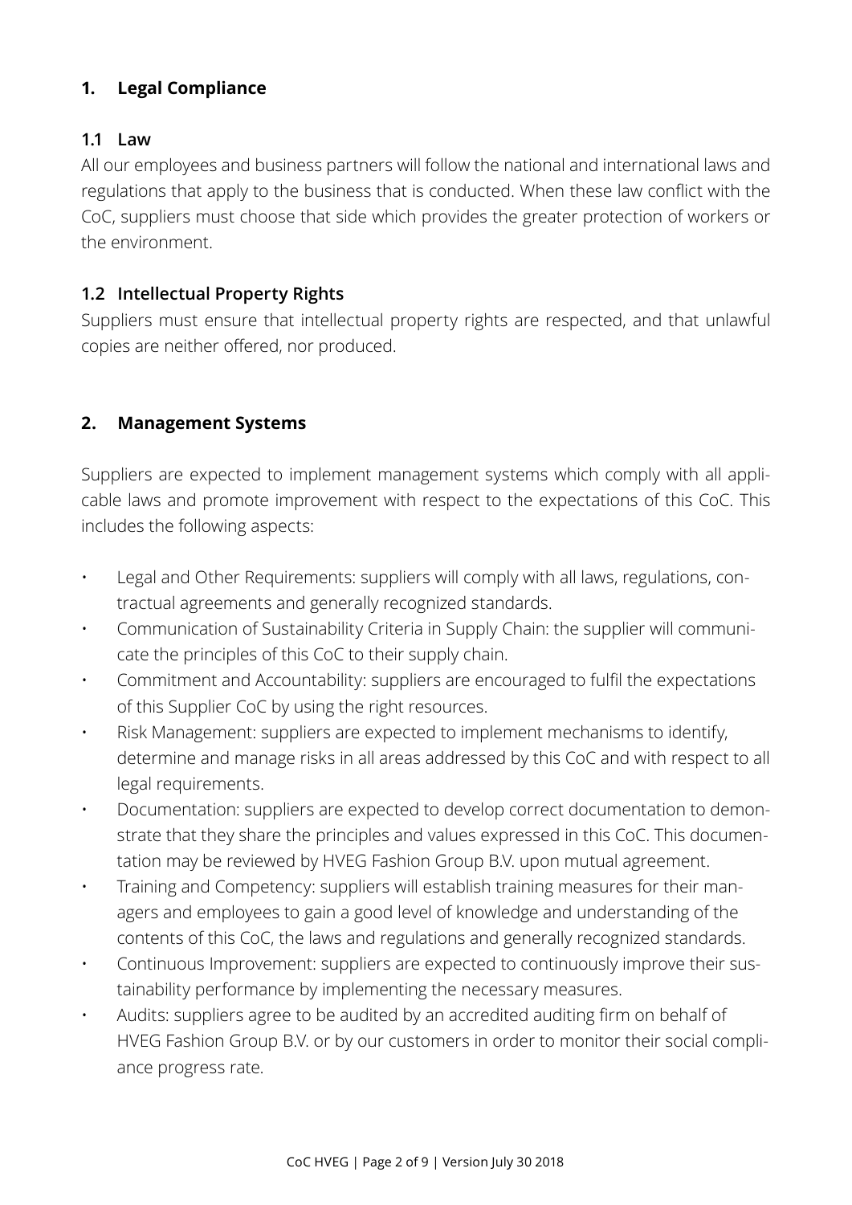## 1. Legal Compliance

### 1.1 Law

All our employees and business partners will follow the national and international laws and regulations that apply to the business that is conducted. When these law conflict with the CoC, suppliers must choose that side which provides the greater protection of workers or the environment.

### 1.2 Intellectual Property Rights

Suppliers must ensure that intellectual property rights are respected, and that unlawful copies are neither offered, nor produced.

## 2. Management Systems

Suppliers are expected to implement management systems which comply with all applicable laws and promote improvement with respect to the expectations of this CoC. This includes the following aspects:

- Legal and Other Requirements: suppliers will comply with all laws, regulations, contractual agreements and generally recognized standards.
- Communication of Sustainability Criteria in Supply Chain: the supplier will communicate the principles of this CoC to their supply chain.
- Commitment and Accountability: suppliers are encouraged to fulfil the expectations of this Supplier CoC by using the right resources.
- Risk Management: suppliers are expected to implement mechanisms to identify, determine and manage risks in all areas addressed by this CoC and with respect to all legal requirements.
- Documentation: suppliers are expected to develop correct documentation to demonstrate that they share the principles and values expressed in this CoC. This documentation may be reviewed by HVEG Fashion Group B.V. upon mutual agreement.
- Training and Competency: suppliers will establish training measures for their managers and employees to gain a good level of knowledge and understanding of the contents of this CoC, the laws and regulations and generally recognized standards.
- Continuous Improvement: suppliers are expected to continuously improve their sustainability performance by implementing the necessary measures.
- Audits: suppliers agree to be audited by an accredited auditing firm on behalf of HVEG Fashion Group B.V. or by our customers in order to monitor their social compliance progress rate.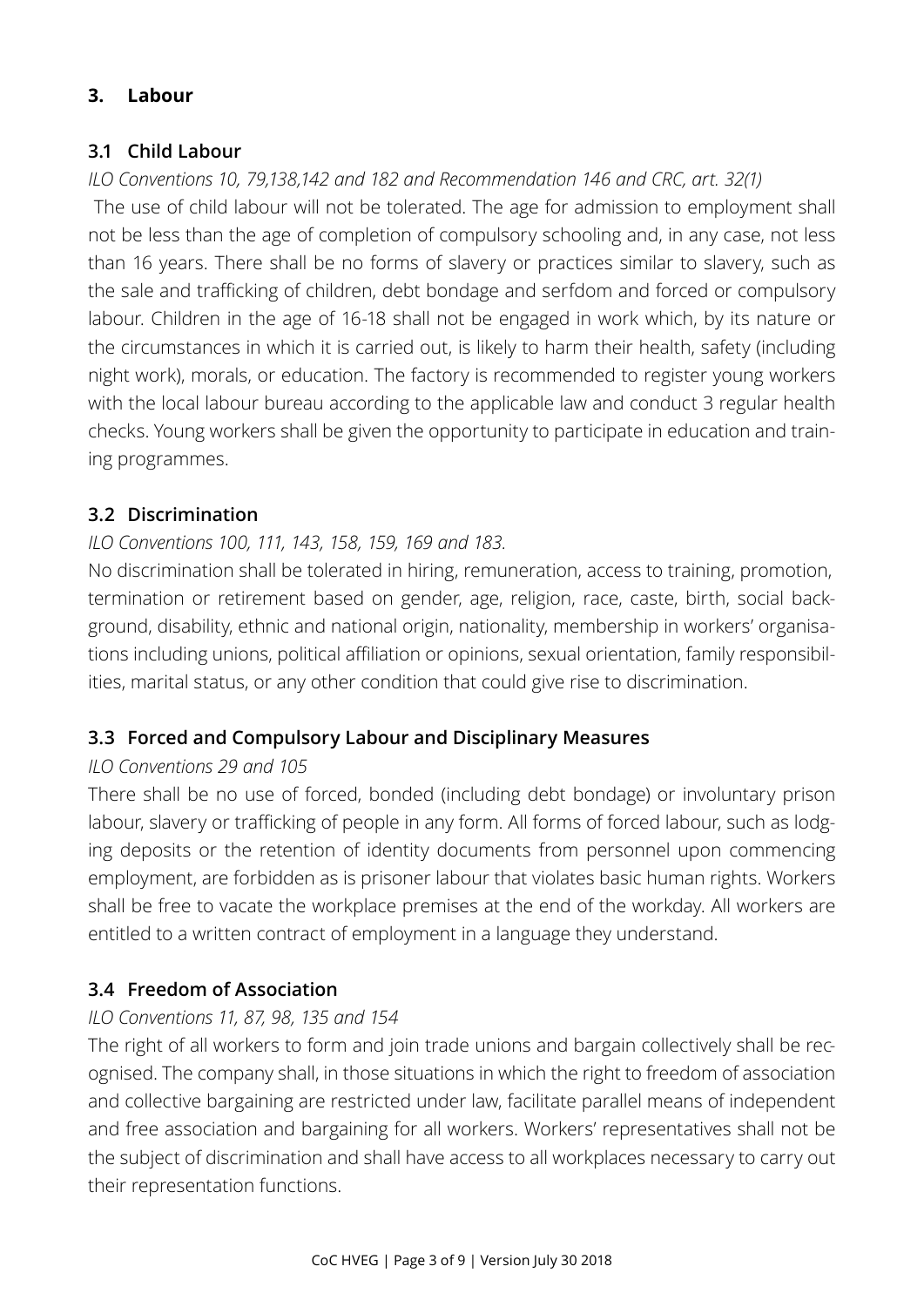## 3. Labour

### 3.1 Child Labour

*ILO Conventions 10, 79,138,142 and 182 and Recommendation 146 and CRC, art. 32(1)*

The use of child labour will not be tolerated. The age for admission to employment shall not be less than the age of completion of compulsory schooling and, in any case, not less than 16 years. There shall be no forms of slavery or practices similar to slavery, such as the sale and trafficking of children, debt bondage and serfdom and forced or compulsory labour. Children in the age of 16-18 shall not be engaged in work which, by its nature or the circumstances in which it is carried out, is likely to harm their health, safety (including night work), morals, or education. The factory is recommended to register young workers with the local labour bureau according to the applicable law and conduct 3 regular health checks. Young workers shall be given the opportunity to participate in education and training programmes.

### 3.2 Discrimination

*ILO Conventions 100, 111, 143, 158, 159, 169 and 183.*

No discrimination shall be tolerated in hiring, remuneration, access to training, promotion, termination or retirement based on gender, age, religion, race, caste, birth, social background, disability, ethnic and national origin, nationality, membership in workers' organisations including unions, political affiliation or opinions, sexual orientation, family responsibilities, marital status, or any other condition that could give rise to discrimination.

### 3.3 Forced and Compulsory Labour and Disciplinary Measures

*ILO Conventions 29 and 105*

There shall be no use of forced, bonded (including debt bondage) or involuntary prison labour, slavery or trafficking of people in any form. All forms of forced labour, such as lodging deposits or the retention of identity documents from personnel upon commencing employment, are forbidden as is prisoner labour that violates basic human rights. Workers shall be free to vacate the workplace premises at the end of the workday. All workers are entitled to a written contract of employment in a language they understand.

### 3.4 Freedom of Association

*ILO Conventions 11, 87, 98, 135 and 154*

The right of all workers to form and join trade unions and bargain collectively shall be recognised. The company shall, in those situations in which the right to freedom of association and collective bargaining are restricted under law, facilitate parallel means of independent and free association and bargaining for all workers. Workers' representatives shall not be the subject of discrimination and shall have access to all workplaces necessary to carry out their representation functions.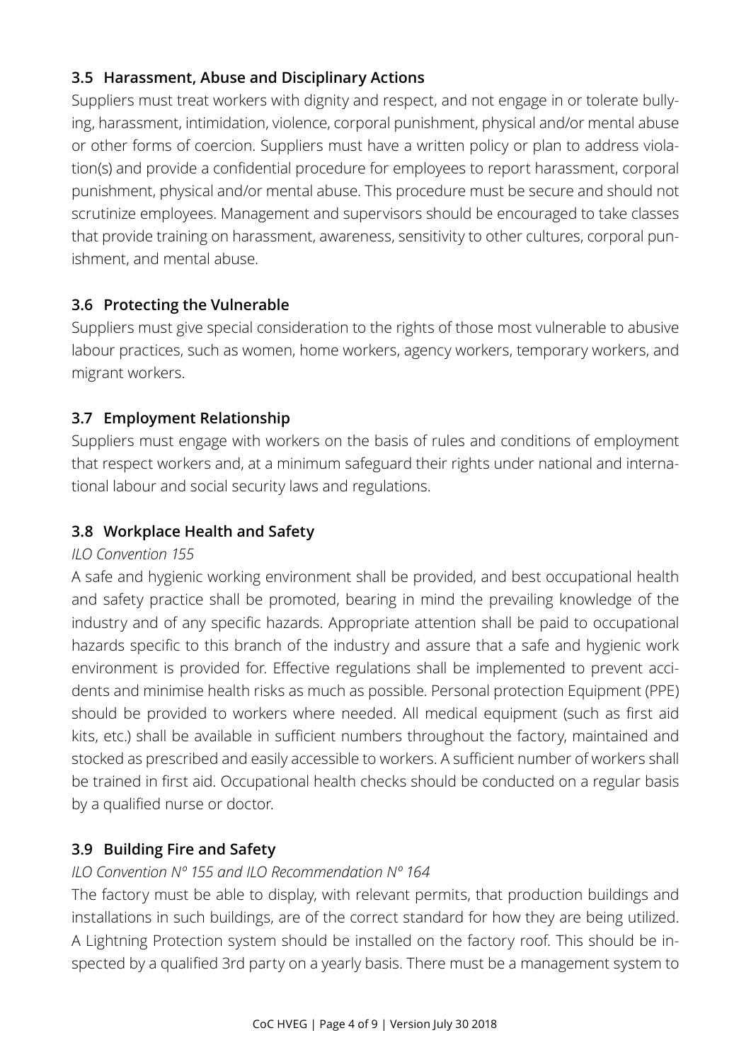### 3.5 Harassment, Abuse and Disciplinary Actions

Suppliers must treat workers with dignity and respect, and not engage in or tolerate bullying, harassment, intimidation, violence, corporal punishment, physical and/or mental abuse or other forms of coercion. Suppliers must have a written policy or plan to address violation(s) and provide a confidential procedure for employees to report harassment, corporal punishment, physical and/or mental abuse. This procedure must be secure and should not scrutinize employees. Management and supervisors should be encouraged to take classes that provide training on harassment, awareness, sensitivity to other cultures, corporal punishment, and mental abuse.

### 3.6 Protecting the Vulnerable

Suppliers must give special consideration to the rights of those most vulnerable to abusive labour practices, such as women, home workers, agency workers, temporary workers, and migrant workers.

### 3.7 Employment Relationship

Suppliers must engage with workers on the basis of rules and conditions of employment that respect workers and, at a minimum safeguard their rights under national and international labour and social security laws and regulations.

### 3.8 Workplace Health and Safety

*ILO Convention 155*

A safe and hygienic working environment shall be provided, and best occupational health and safety practice shall be promoted, bearing in mind the prevailing knowledge of the industry and of any specific hazards. Appropriate attention shall be paid to occupational hazards specific to this branch of the industry and assure that a safe and hygienic work environment is provided for. Effective regulations shall be implemented to prevent accidents and minimise health risks as much as possible. Personal protection Equipment (PPE) should be provided to workers where needed. All medical equipment (such as first aid kits, etc.) shall be available in sufficient numbers throughout the factory, maintained and stocked as prescribed and easily accessible to workers. A sufficient number of workers shall be trained in first aid. Occupational health checks should be conducted on a regular basis by a qualified nurse or doctor.

### 3.9 Building Fire and Safety

*ILO Convention Nº 155 and ILO Recommendation Nº 164*

The factory must be able to display, with relevant permits, that production buildings and installations in such buildings, are of the correct standard for how they are being utilized. A Lightning Protection system should be installed on the factory roof. This should be inspected by a qualified 3rd party on a yearly basis. There must be a management system to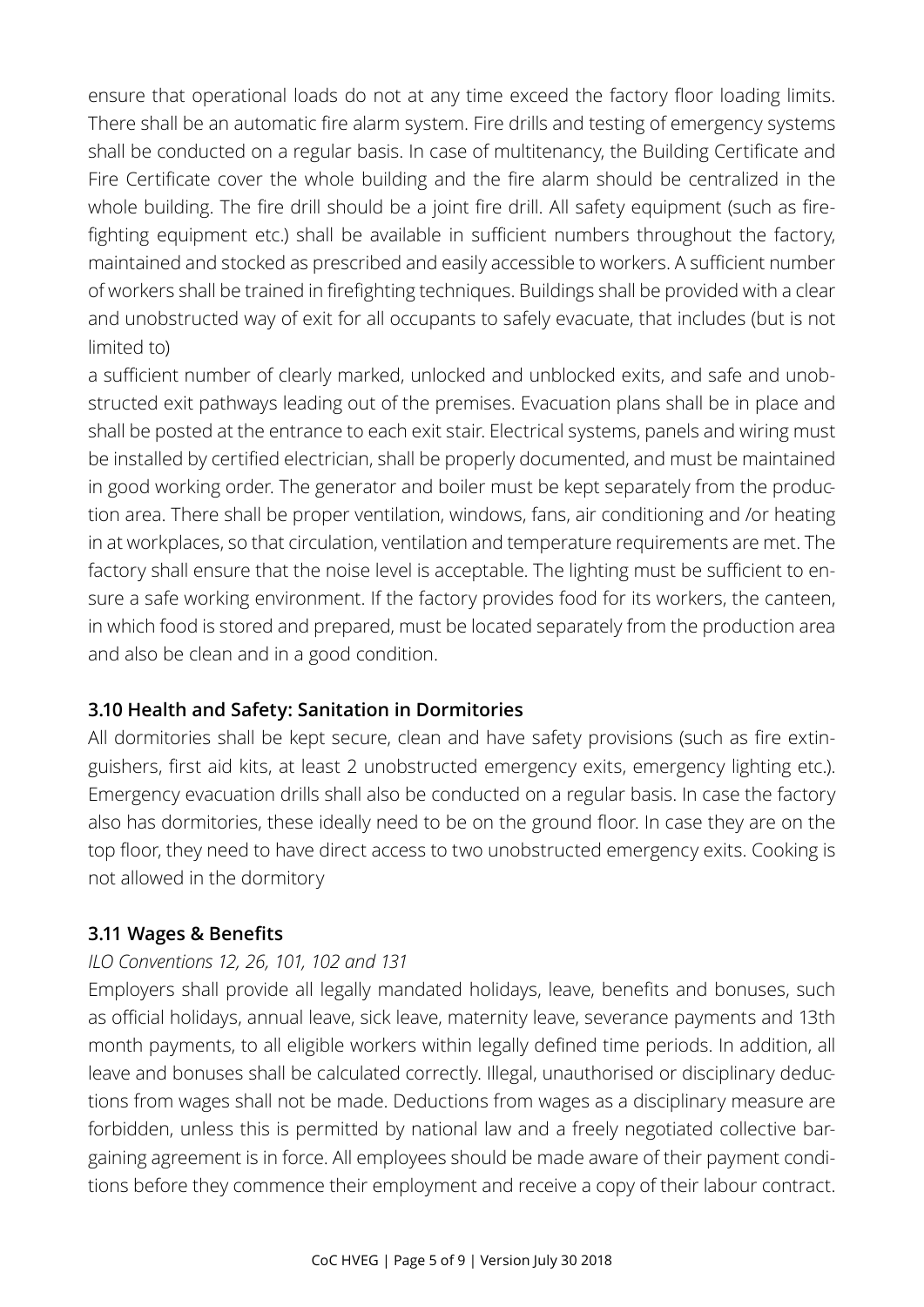ensure that operational loads do not at any time exceed the factory floor loading limits. There shall be an automatic fire alarm system. Fire drills and testing of emergency systems shall be conducted on a regular basis. In case of multitenancy, the Building Certificate and Fire Certificate cover the whole building and the fire alarm should be centralized in the whole building. The fire drill should be a joint fire drill. All safety equipment (such as fire-fighting equipment etc.) shall be available in sufficient numbers throughout the factory, maintained and stocked as prescribed and easily accessible to workers. A sufficient number of workers shall be trained in firefighting techniques. Buildings shall be provided with a clear and unobstructed way of exit for all occupants to safely evacuate, that includes (but is not limited to)

a sufficient number of clearly marked, unlocked and unblocked exits, and safe and unobstructed exit pathways leading out of the premises. Evacuation plans shall be in place and shall be posted at the entrance to each exit stair. Electrical systems, panels and wiring must be installed by certified electrician, shall be properly documented, and must be maintained in good working order. The generator and boiler must be kept separately from the production area. There shall be proper ventilation, windows, fans, air conditioning and /or heating in at workplaces, so that circulation, ventilation and temperature requirements are met. The factory shall ensure that the noise level is acceptable. The lighting must be sufficient to ensure a safe working environment. If the factory provides food for its workers, the canteen, in which food is stored and prepared, must be located separately from the production area and also be clean and in a good condition.

### 3.10 Health and Safety: Sanitation in Dormitories

All dormitories shall be kept secure, clean and have safety provisions (such as fire extinguishers, first aid kits, at least 2 unobstructed emergency exits, emergency lighting etc.). Emergency evacuation drills shall also be conducted on a regular basis. In case the factory also has dormitories, these ideally need to be on the ground floor. In case they are on the top floor, they need to have direct access to two unobstructed emergency exits. Cooking is not allowed in the dormitory

### 3.11 Wages & Benefits

*ILO Conventions 12, 26, 101, 102 and 131*

Employers shall provide all legally mandated holidays, leave, benefits and bonuses, such as official holidays, annual leave, sick leave, maternity leave, severance payments and 13th month payments, to all eligible workers within legally defined time periods. In addition, all leave and bonuses shall be calculated correctly. Illegal, unauthorised or disciplinary deductions from wages shall not be made. Deductions from wages as a disciplinary measure are forbidden, unless this is permitted by national law and a freely negotiated collective bargaining agreement is in force. All employees should be made aware of their payment conditions before they commence their employment and receive a copy of their labour contract.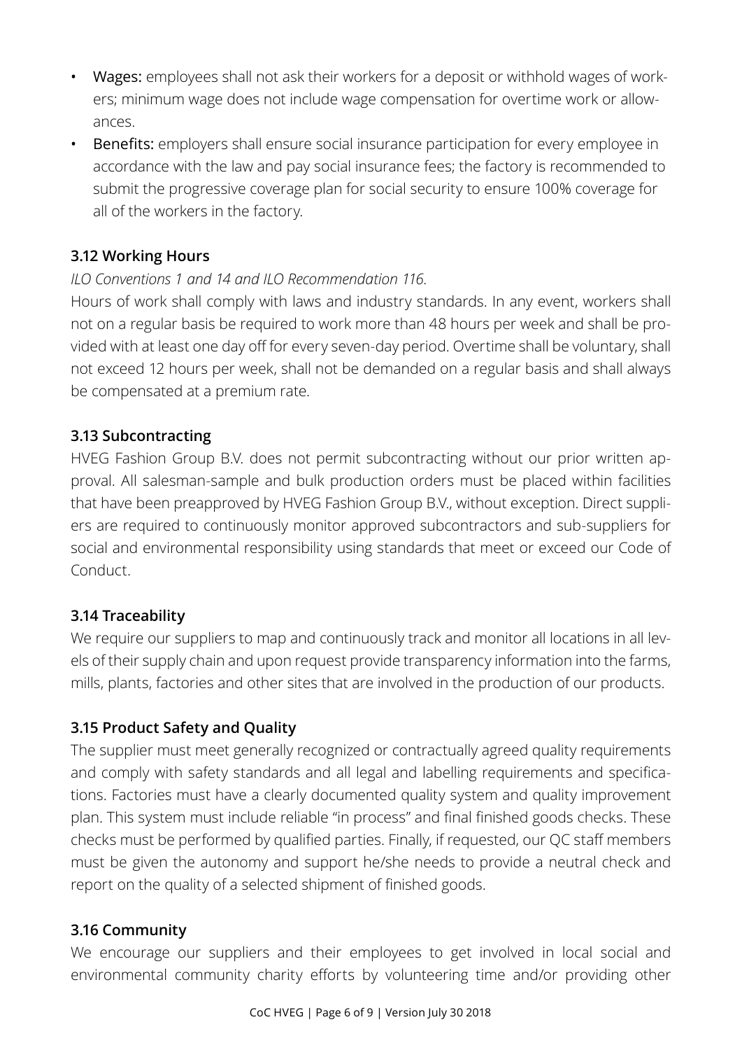- **Wages:** employees shall not ask their workers for a deposit or withhold wages of workers; minimum wage does not include wage compensation for overtime work or allowances.
- **Benefits:** employers shall ensure social insurance participation for every employee in accordance with the law and pay social insurance fees; the factory is recommended to submit the progressive coverage plan for social security to ensure 100% coverage for all of the workers in the factory.

### 3.12 Working Hours

*ILO Conventions 1 and 14 and ILO Recommendation 116.*

Hours of work shall comply with laws and industry standards. In any event, workers shall not on a regular basis be required to work more than 48 hours per week and shall be provided with at least one day off for every seven-day period. Overtime shall be voluntary, shall not exceed 12 hours per week, shall not be demanded on a regular basis and shall always be compensated at a premium rate.

### 3.13 Subcontracting

HVEG Fashion Group B.V. does not permit subcontracting without our prior written approval. All salesman-sample and bulk production orders must be placed within facilities that have been preapproved by HVEG Fashion Group B.V., without exception. Direct suppliers are required to continuously monitor approved subcontractors and sub-suppliers for social and environmental responsibility using standards that meet or exceed our Code of Conduct.

### 3.14 Traceability

We require our suppliers to map and continuously track and monitor all locations in all levels of their supply chain and upon request provide transparency information into the farms, mills, plants, factories and other sites that are involved in the production of our products.

### 3.15 Product Safety and Quality

The supplier must meet generally recognized or contractually agreed quality requirements and comply with safety standards and all legal and labelling requirements and specifications. Factories must have a clearly documented quality system and quality improvement plan. This system must include reliable "in process" and final finished goods checks. These checks must be performed by qualified parties. Finally, if requested, our QC staff members must be given the autonomy and support he/she needs to provide a neutral check and report on the quality of a selected shipment of finished goods.

### 3.16 Community

We encourage our suppliers and their employees to get involved in local social and environmental community charity efforts by volunteering time and/or providing other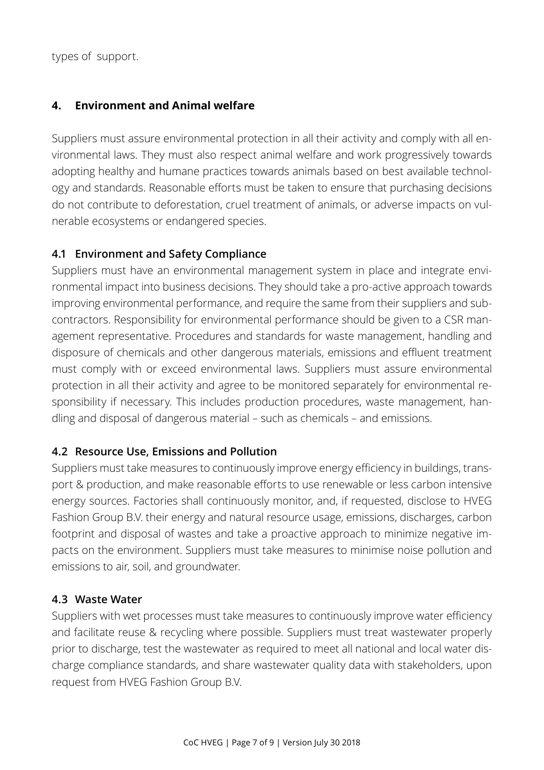types of support.

## 4. Environment and Animal welfare

Suppliers must assure environmental protection in all their activity and comply with all environmental laws. They must also respect animal welfare and work progressively towards adopting healthy and humane practices towards animals based on best available technology and standards. Reasonable efforts must be taken to ensure that purchasing decisions do not contribute to deforestation, cruel treatment of animals, or adverse impacts on vulnerable ecosystems or endangered species.

### 4.1 Environment and Safety Compliance

Suppliers must have an environmental management system in place and integrate environmental impact into business decisions. They should take a pro-active approach towards improving environmental performance, and require the same from their suppliers and subcontractors. Responsibility for environmental performance should be given to a CSR management representative. Procedures and standards for waste management, handling and disposure of chemicals and other dangerous materials, emissions and effluent treatment must comply with or exceed environmental laws. Suppliers must assure environmental protection in all their activity and agree to be monitored separately for environmental responsibility if necessary. This includes production procedures, waste management, handling and disposal of dangerous material – such as chemicals – and emissions.

### 4.2 Resource Use, Emissions and Pollution

Suppliers must take measures to continuously improve energy efficiency in buildings, transport & production, and make reasonable efforts to use renewable or less carbon intensive energy sources. Factories shall continuously monitor, and, if requested, disclose to HVEG Fashion Group B.V. their energy and natural resource usage, emissions, discharges, carbon footprint and disposal of wastes and take a proactive approach to minimize negative impacts on the environment. Suppliers must take measures to minimise noise pollution and emissions to air, soil, and groundwater.

### 4.3 Waste Water

Suppliers with wet processes must take measures to continuously improve water efficiency and facilitate reuse & recycling where possible. Suppliers must treat wastewater properly prior to discharge, test the wastewater as required to meet all national and local water discharge compliance standards, and share wastewater quality data with stakeholders, upon request from HVEG Fashion Group B.V.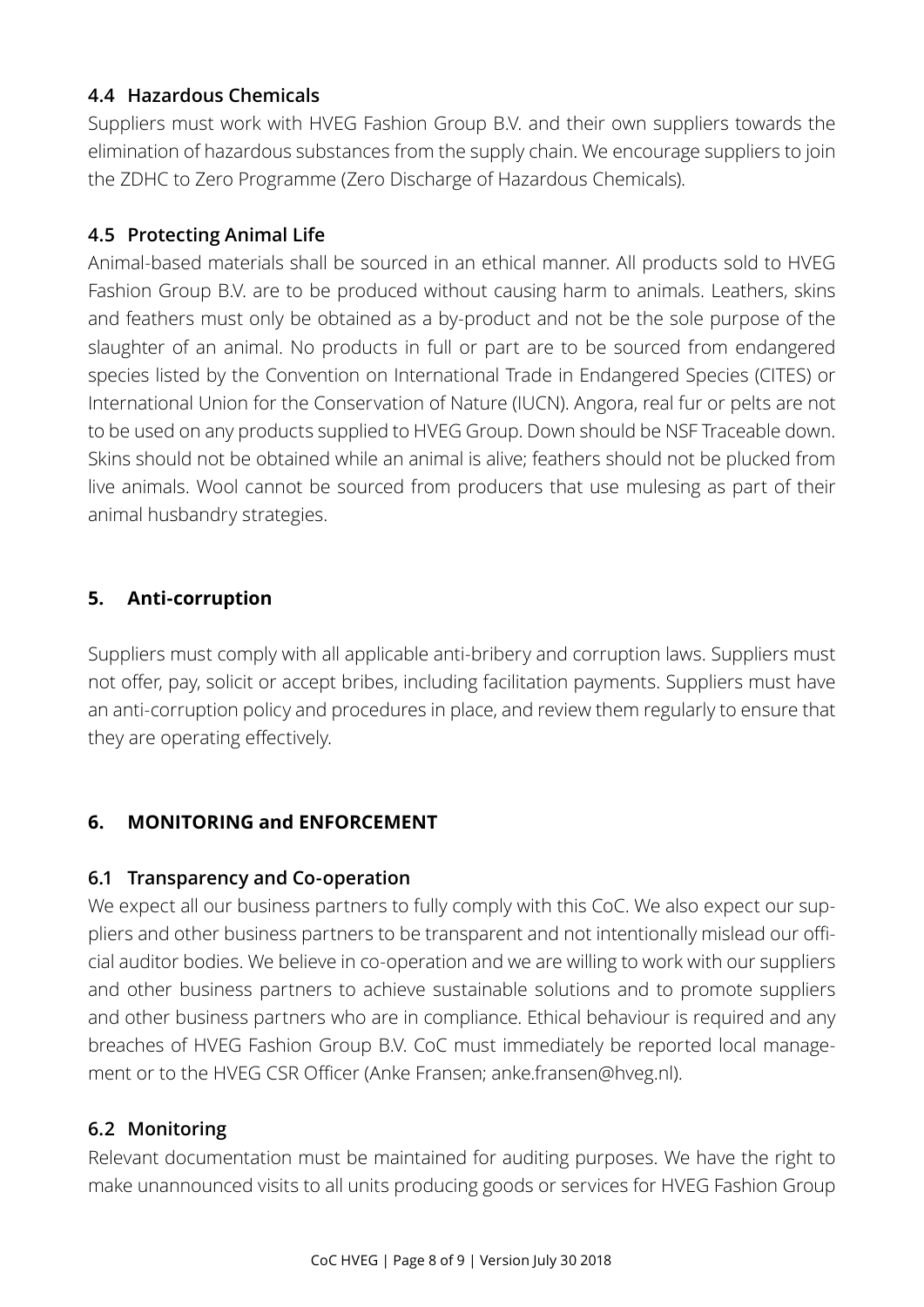### 4.4 Hazardous Chemicals

Suppliers must work with HVEG Fashion Group B.V. and their own suppliers towards the elimination of hazardous substances from the supply chain. We encourage suppliers to join the ZDHC to Zero Programme (Zero Discharge of Hazardous Chemicals).

### 4.5 Protecting Animal Life

Animal-based materials shall be sourced in an ethical manner. All products sold to HVEG Fashion Group B.V. are to be produced without causing harm to animals. Leathers, skins and feathers must only be obtained as a by-product and not be the sole purpose of the slaughter of an animal. No products in full or part are to be sourced from endangered species listed by the Convention on International Trade in Endangered Species (CITES) or International Union for the Conservation of Nature (IUCN). Angora, real fur or pelts are not to be used on any products supplied to HVEG Group. Down should be NSF Traceable down. Skins should not be obtained while an animal is alive; feathers should not be plucked from live animals. Wool cannot be sourced from producers that use mulesing as part of their animal husbandry strategies.

## 5. Anti-corruption

Suppliers must comply with all applicable anti-bribery and corruption laws. Suppliers must not offer, pay, solicit or accept bribes, including facilitation payments. Suppliers must have an anti-corruption policy and procedures in place, and review them regularly to ensure that they are operating effectively.

## 6. MONITORING and ENFORCEMENT

### 6.1 Transparency and Co-operation

We expect all our business partners to fully comply with this CoC. We also expect our suppliers and other business partners to be transparent and not intentionally mislead our official auditor bodies. We believe in co-operation and we are willing to work with our suppliers and other business partners to achieve sustainable solutions and to promote suppliers and other business partners who are in compliance. Ethical behaviour is required and any breaches of HVEG Fashion Group B.V. CoC must immediately be reported local management or to the HVEG CSR Officer (Anke Fransen; anke.fransen@hveg.nl).

### 6.2 Monitoring

Relevant documentation must be maintained for auditing purposes. We have the right to make unannounced visits to all units producing goods or services for HVEG Fashion Group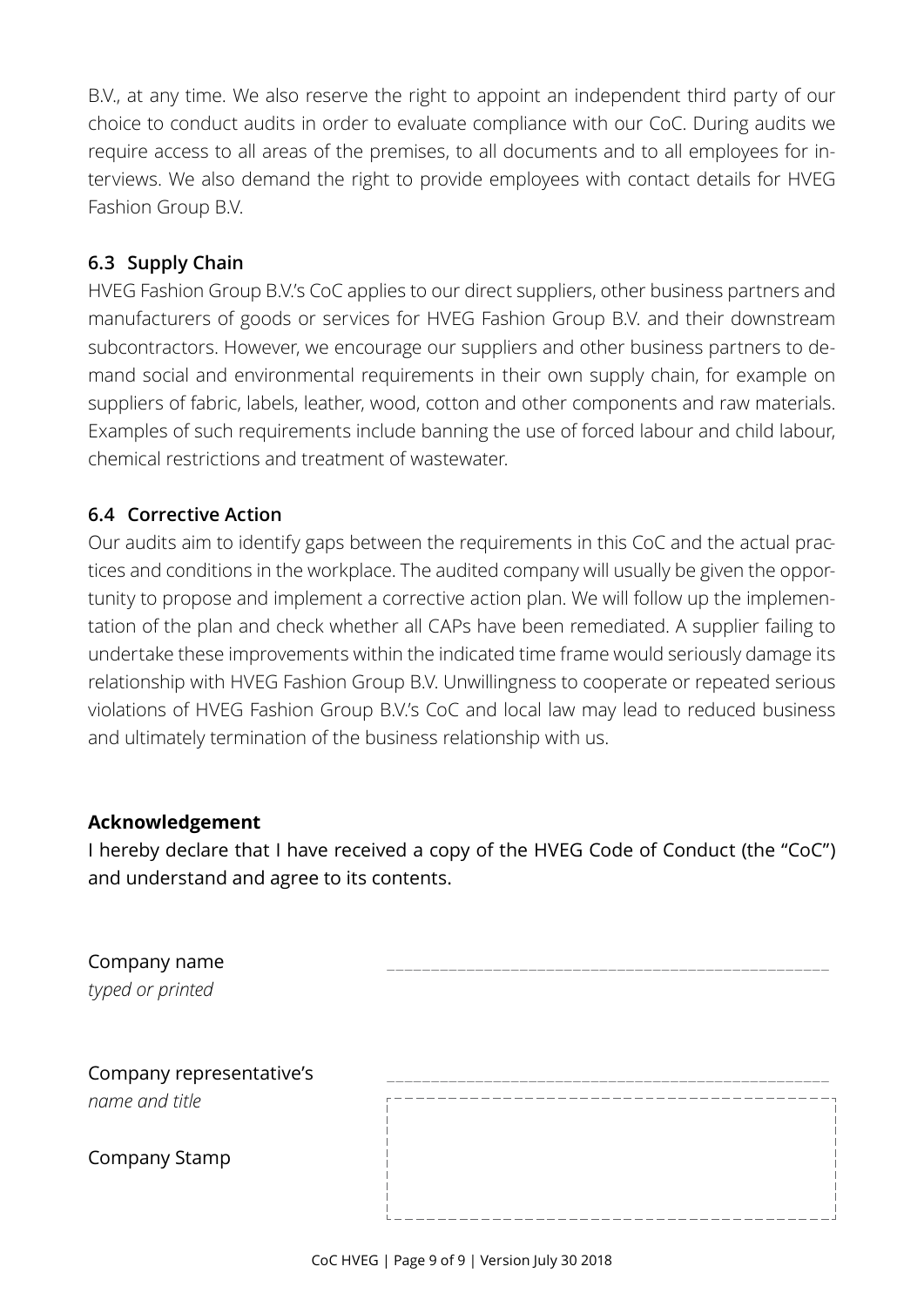B.V., at any time. We also reserve the right to appoint an independent third party of our choice to conduct audits in order to evaluate compliance with our CoC. During audits we require access to all areas of the premises, to all documents and to all employees for interviews. We also demand the right to provide employees with contact details for HVEG Fashion Group B.V.

### 6.3 Supply Chain

HVEG Fashion Group B.V.'s CoC applies to our direct suppliers, other business partners and manufacturers of goods or services for HVEG Fashion Group B.V. and their downstream subcontractors. However, we encourage our suppliers and other business partners to demand social and environmental requirements in their own supply chain, for example on suppliers of fabric, labels, leather, wood, cotton and other components and raw materials. Examples of such requirements include banning the use of forced labour and child labour, chemical restrictions and treatment of wastewater.

### 6.4 Corrective Action

Our audits aim to identify gaps between the requirements in this CoC and the actual practices and conditions in the workplace. The audited company will usually be given the opportunity to propose and implement a corrective action plan. We will follow up the implementation of the plan and check whether all CAPs have been remediated. A supplier failing to undertake these improvements within the indicated time frame would seriously damage its relationship with HVEG Fashion Group B.V. Unwillingness to cooperate or repeated serious violations of HVEG Fashion Group B.V.'s CoC and local law may lead to reduced business and ultimately termination of the business relationship with us.

**Acknowledgement**

I hereby declare that I have received a copy of the HVEG Code of Conduct (the "CoC") and understand and agree to its contents.

Company name
*typed or printed* \_\_\_\_\_\_\_\_\_\_\_\_\_\_\_\_\_\_\_\_\_\_\_\_\_\_\_\_\_\_\_\_\_\_\_\_\_\_\_\_

Company representative's
*name and title* \_\_\_\_\_\_\_\_\_\_\_\_\_\_\_\_\_\_\_\_\_\_\_\_\_\_\_\_\_\_\_\_\_\_\_\_\_\_\_\_

Company Stamp